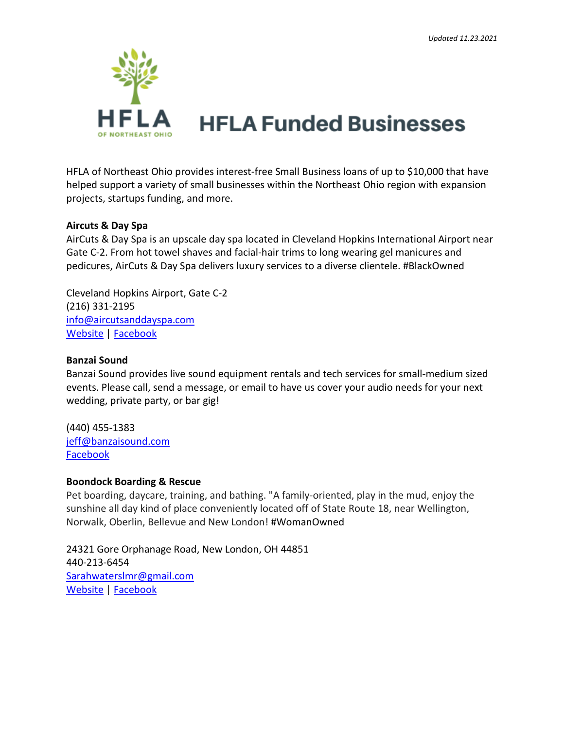*Updated 11.23.2021*

# HFLA Funded Businesses

HFLA of Northeast Ohio provides interest-free Small Business loans of up to $10,000 that have helped support a variety of small businesses within the Northeast Ohio region with expansion projects, startups funding, and more.

**Aircuts & Day Spa**
AirCuts & Day Spa is an upscale day spa located in Cleveland Hopkins International Airport near Gate C-2. From hot towel shaves and facial-hair trims to long wearing gel manicures and pedicures, AirCuts & Day Spa delivers luxury services to a diverse clientele. #BlackOwned

Cleveland Hopkins Airport, Gate C-2
(216) 331-2195
info@aircutsanddayspa.com
Website | Facebook

**Banzai Sound**
Banzai Sound provides live sound equipment rentals and tech services for small-medium sized events. Please call, send a message, or email to have us cover your audio needs for your next wedding, private party, or bar gig!

(440) 455-1383
jeff@banzaisound.com
Facebook

**Boondock Boarding & Rescue**
Pet boarding, daycare, training, and bathing. "A family-oriented, play in the mud, enjoy the sunshine all day kind of place conveniently located off of State Route 18, near Wellington, Norwalk, Oberlin, Bellevue and New London! #WomanOwned

24321 Gore Orphanage Road, New London, OH 44851
440-213-6454
Sarahwaterslmr@gmail.com
Website | Facebook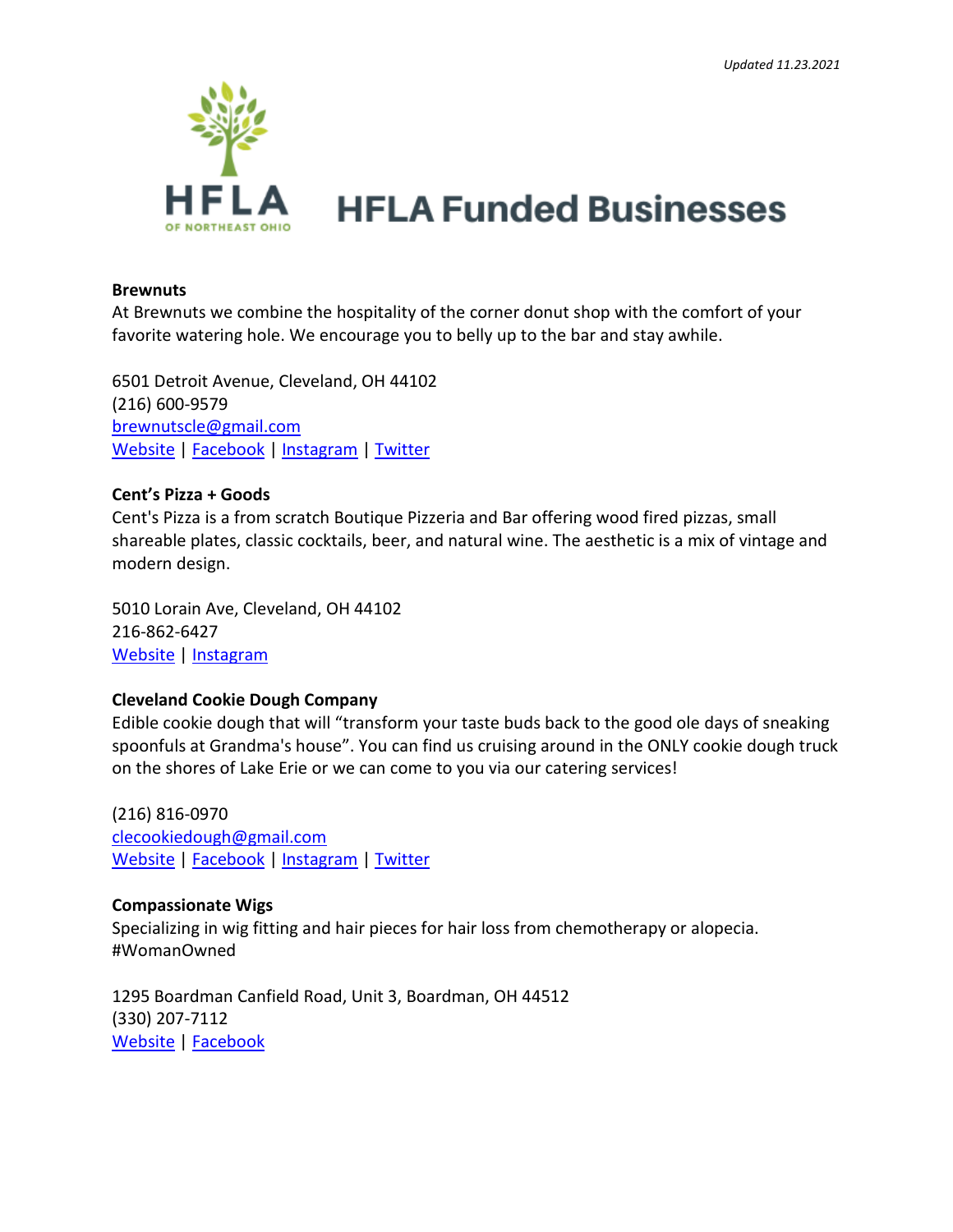*Updated 11.23.2021*

# HFLA Funded Businesses

**Brewnuts**
At Brewnuts we combine the hospitality of the corner donut shop with the comfort of your favorite watering hole. We encourage you to belly up to the bar and stay awhile.

6501 Detroit Avenue, Cleveland, OH 44102
(216) 600-9579
brewnutscle@gmail.com
Website | Facebook | Instagram | Twitter

**Cent's Pizza + Goods**
Cent's Pizza is a from scratch Boutique Pizzeria and Bar offering wood fired pizzas, small shareable plates, classic cocktails, beer, and natural wine. The aesthetic is a mix of vintage and modern design.

5010 Lorain Ave, Cleveland, OH 44102
216-862-6427
Website | Instagram

**Cleveland Cookie Dough Company**
Edible cookie dough that will "transform your taste buds back to the good ole days of sneaking spoonfuls at Grandma's house". You can find us cruising around in the ONLY cookie dough truck on the shores of Lake Erie or we can come to you via our catering services!

(216) 816-0970
clecookiedough@gmail.com
Website | Facebook | Instagram | Twitter

**Compassionate Wigs**
Specializing in wig fitting and hair pieces for hair loss from chemotherapy or alopecia. #WomanOwned

1295 Boardman Canfield Road, Unit 3, Boardman, OH 44512
(330) 207-7112
Website | Facebook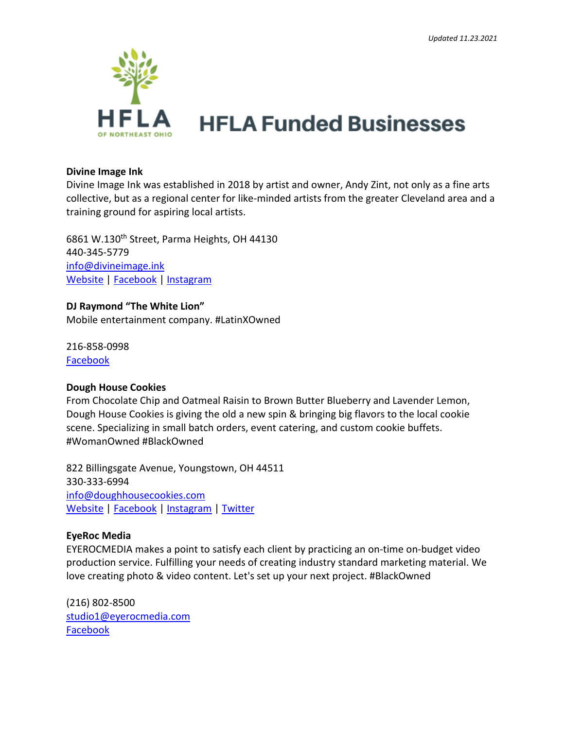*Updated 11.23.2021*

# HFLA Funded Businesses

**Divine Image Ink**
Divine Image Ink was established in 2018 by artist and owner, Andy Zint, not only as a fine arts collective, but as a regional center for like-minded artists from the greater Cleveland area and a training ground for aspiring local artists.

6861 W.130th Street, Parma Heights, OH 44130
440-345-5779
info@divineimage.ink
Website | Facebook | Instagram

**DJ Raymond "The White Lion"**
Mobile entertainment company. #LatinXOwned

216-858-0998
Facebook

**Dough House Cookies**
From Chocolate Chip and Oatmeal Raisin to Brown Butter Blueberry and Lavender Lemon, Dough House Cookies is giving the old a new spin & bringing big flavors to the local cookie scene. Specializing in small batch orders, event catering, and custom cookie buffets. #WomanOwned #BlackOwned

822 Billingsgate Avenue, Youngstown, OH 44511
330-333-6994
info@doughhousecookies.com
Website | Facebook | Instagram | Twitter

**EyeRoc Media**
EYEROCMEDIA makes a point to satisfy each client by practicing an on-time on-budget video production service. Fulfilling your needs of creating industry standard marketing material. We love creating photo & video content. Let's set up your next project. #BlackOwned

(216) 802-8500
studio1@eyerocmedia.com
Facebook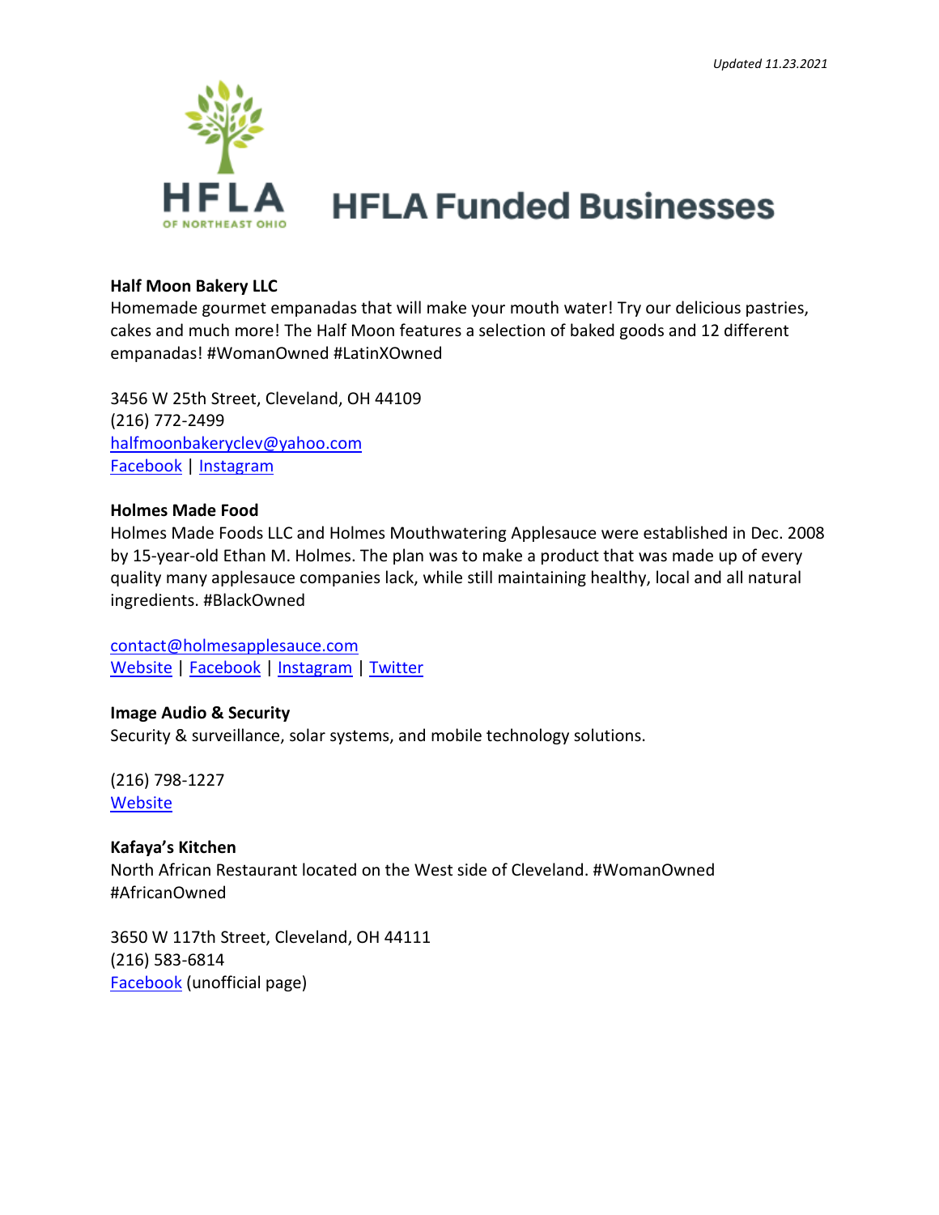*Updated 11.23.2021*

HFLA OF NORTHEAST OHIO

# HFLA Funded Businesses

**Half Moon Bakery LLC**
Homemade gourmet empanadas that will make your mouth water! Try our delicious pastries, cakes and much more! The Half Moon features a selection of baked goods and 12 different empanadas! #WomanOwned #LatinXOwned

3456 W 25th Street, Cleveland, OH 44109
(216) 772-2499
halfmoonbakeryclev@yahoo.com
Facebook | Instagram

**Holmes Made Food**
Holmes Made Foods LLC and Holmes Mouthwatering Applesauce were established in Dec. 2008 by 15-year-old Ethan M. Holmes. The plan was to make a product that was made up of every quality many applesauce companies lack, while still maintaining healthy, local and all natural ingredients. #BlackOwned

contact@holmesapplesauce.com
Website | Facebook | Instagram | Twitter

**Image Audio & Security**
Security & surveillance, solar systems, and mobile technology solutions.

(216) 798-1227
Website

**Kafaya's Kitchen**
North African Restaurant located on the West side of Cleveland. #WomanOwned #AfricanOwned

3650 W 117th Street, Cleveland, OH 44111
(216) 583-6814
Facebook (unofficial page)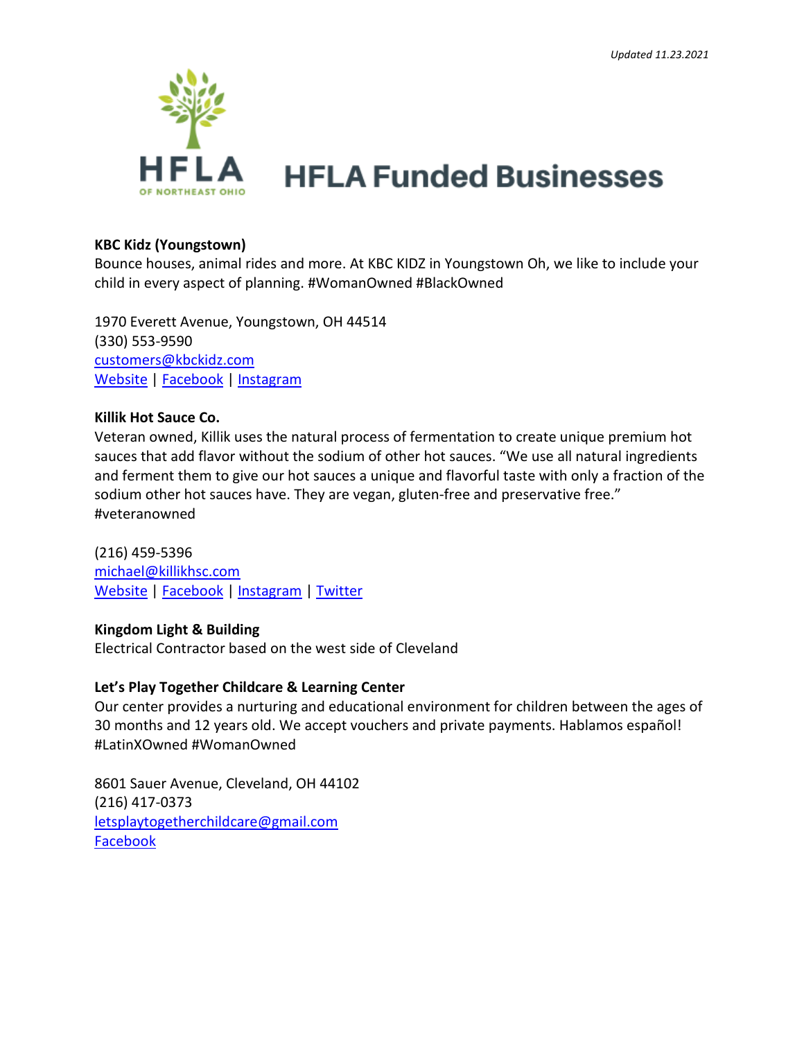*Updated 11.23.2021*

# HFLA Funded Businesses

**KBC Kidz (Youngstown)**
Bounce houses, animal rides and more. At KBC KIDZ in Youngstown Oh, we like to include your child in every aspect of planning. #WomanOwned #BlackOwned

1970 Everett Avenue, Youngstown, OH 44514
(330) 553-9590
customers@kbckidz.com
Website | Facebook | Instagram

**Killik Hot Sauce Co.**
Veteran owned, Killik uses the natural process of fermentation to create unique premium hot sauces that add flavor without the sodium of other hot sauces. "We use all natural ingredients and ferment them to give our hot sauces a unique and flavorful taste with only a fraction of the sodium other hot sauces have. They are vegan, gluten-free and preservative free." #veteranowned

(216) 459-5396
michael@killikhsc.com
Website | Facebook | Instagram | Twitter

**Kingdom Light & Building**
Electrical Contractor based on the west side of Cleveland

**Let's Play Together Childcare & Learning Center**
Our center provides a nurturing and educational environment for children between the ages of 30 months and 12 years old. We accept vouchers and private payments. Hablamos español! #LatinXOwned #WomanOwned

8601 Sauer Avenue, Cleveland, OH 44102
(216) 417-0373
letsplaytogetherchildcare@gmail.com
Facebook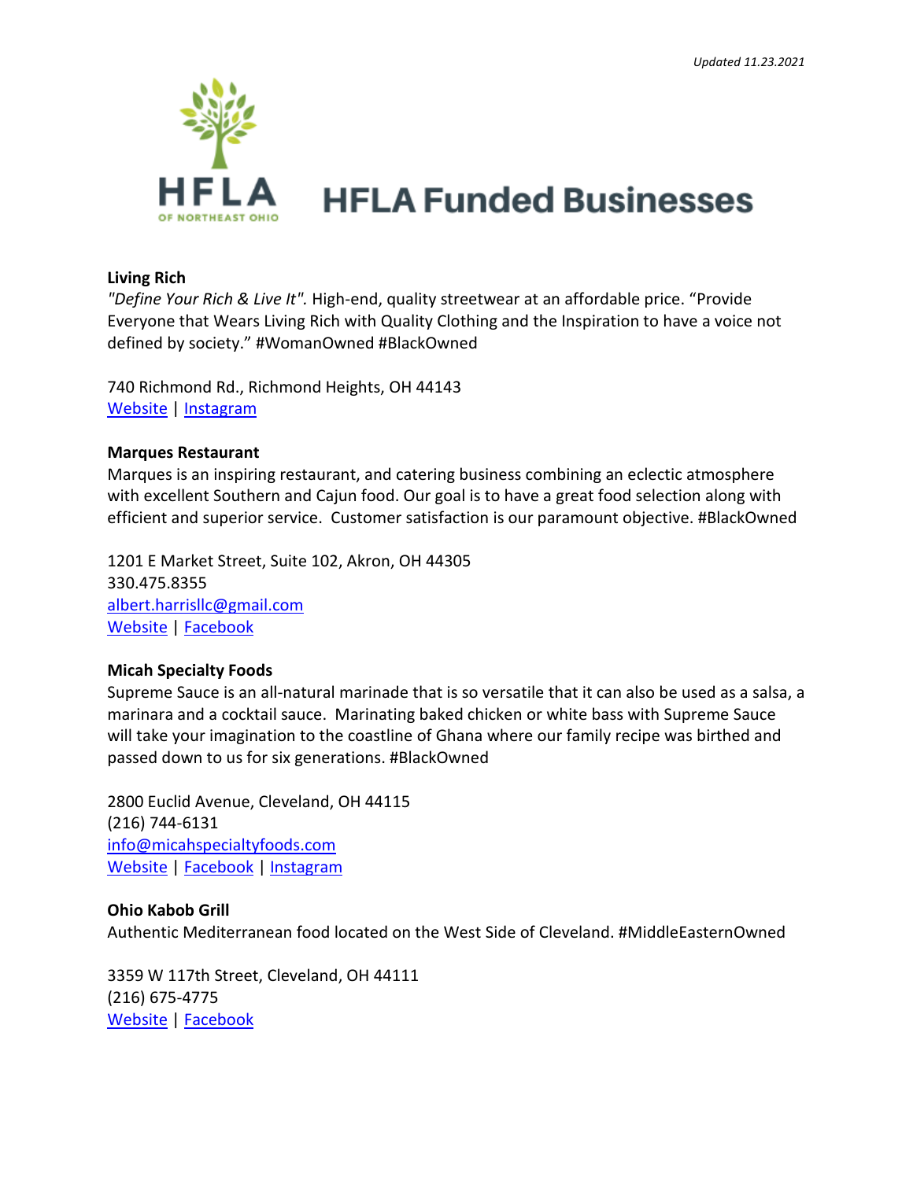Updated 11.23.2021

HFLA OF NORTHEAST OHIO

# HFLA Funded Businesses

**Living Rich**
*"Define Your Rich & Live It".* High-end, quality streetwear at an affordable price. "Provide Everyone that Wears Living Rich with Quality Clothing and the Inspiration to have a voice not defined by society." #WomanOwned #BlackOwned

740 Richmond Rd., Richmond Heights, OH 44143
Website | Instagram

**Marques Restaurant**
Marques is an inspiring restaurant, and catering business combining an eclectic atmosphere with excellent Southern and Cajun food. Our goal is to have a great food selection along with efficient and superior service. Customer satisfaction is our paramount objective. #BlackOwned

1201 E Market Street, Suite 102, Akron, OH 44305
330.475.8355
albert.harrisllc@gmail.com
Website | Facebook

**Micah Specialty Foods**
Supreme Sauce is an all-natural marinade that is so versatile that it can also be used as a salsa, a marinara and a cocktail sauce. Marinating baked chicken or white bass with Supreme Sauce will take your imagination to the coastline of Ghana where our family recipe was birthed and passed down to us for six generations. #BlackOwned

2800 Euclid Avenue, Cleveland, OH 44115
(216) 744-6131
info@micahspecialtyfoods.com
Website | Facebook | Instagram

**Ohio Kabob Grill**
Authentic Mediterranean food located on the West Side of Cleveland. #MiddleEasternOwned

3359 W 117th Street, Cleveland, OH 44111
(216) 675-4775
Website | Facebook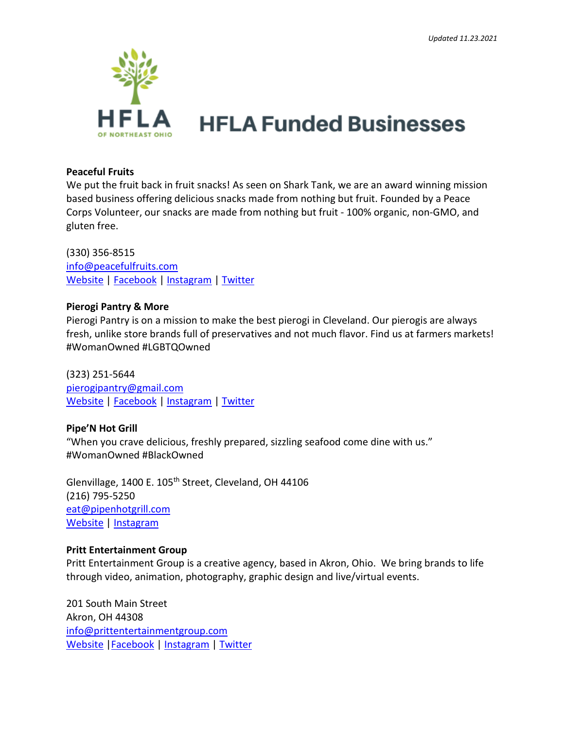*Updated 11.23.2021*

# HFLA Funded Businesses

**Peaceful Fruits**
We put the fruit back in fruit snacks! As seen on Shark Tank, we are an award winning mission based business offering delicious snacks made from nothing but fruit. Founded by a Peace Corps Volunteer, our snacks are made from nothing but fruit - 100% organic, non-GMO, and gluten free.

(330) 356-8515
info@peacefulfruits.com
Website | Facebook | Instagram | Twitter

**Pierogi Pantry & More**
Pierogi Pantry is on a mission to make the best pierogi in Cleveland. Our pierogis are always fresh, unlike store brands full of preservatives and not much flavor. Find us at farmers markets! #WomanOwned #LGBTQOwned

(323) 251-5644
pierogipantry@gmail.com
Website | Facebook | Instagram | Twitter

**Pipe'N Hot Grill**
"When you crave delicious, freshly prepared, sizzling seafood come dine with us." #WomanOwned #BlackOwned

Glenvillage, 1400 E. 105th Street, Cleveland, OH 44106
(216) 795-5250
eat@pipenhotgrill.com
Website | Instagram

**Pritt Entertainment Group**
Pritt Entertainment Group is a creative agency, based in Akron, Ohio. We bring brands to life through video, animation, photography, graphic design and live/virtual events.

201 South Main Street
Akron, OH 44308
info@prittentertainmentgroup.com
Website | Facebook | Instagram | Twitter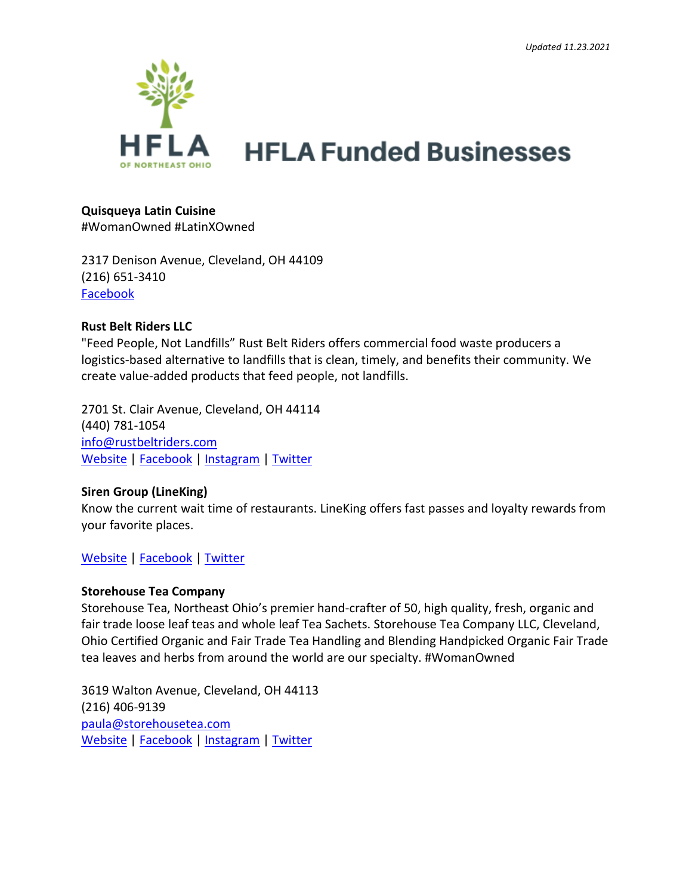*Updated 11.23.2021*

# HFLA Funded Businesses

HFLA OF NORTHEAST OHIO

**Quisqueya Latin Cuisine**
#WomanOwned #LatinXOwned

2317 Denison Avenue, Cleveland, OH 44109
(216) 651-3410
Facebook

**Rust Belt Riders LLC**
"Feed People, Not Landfills" Rust Belt Riders offers commercial food waste producers a logistics-based alternative to landfills that is clean, timely, and benefits their community. We create value-added products that feed people, not landfills.

2701 St. Clair Avenue, Cleveland, OH 44114
(440) 781-1054
info@rustbeltriders.com
Website | Facebook | Instagram | Twitter

**Siren Group (LineKing)**
Know the current wait time of restaurants. LineKing offers fast passes and loyalty rewards from your favorite places.

Website | Facebook | Twitter

**Storehouse Tea Company**
Storehouse Tea, Northeast Ohio's premier hand-crafter of 50, high quality, fresh, organic and fair trade loose leaf teas and whole leaf Tea Sachets. Storehouse Tea Company LLC, Cleveland, Ohio Certified Organic and Fair Trade Tea Handling and Blending Handpicked Organic Fair Trade tea leaves and herbs from around the world are our specialty. #WomanOwned

3619 Walton Avenue, Cleveland, OH 44113
(216) 406-9139
paula@storehousetea.com
Website | Facebook | Instagram | Twitter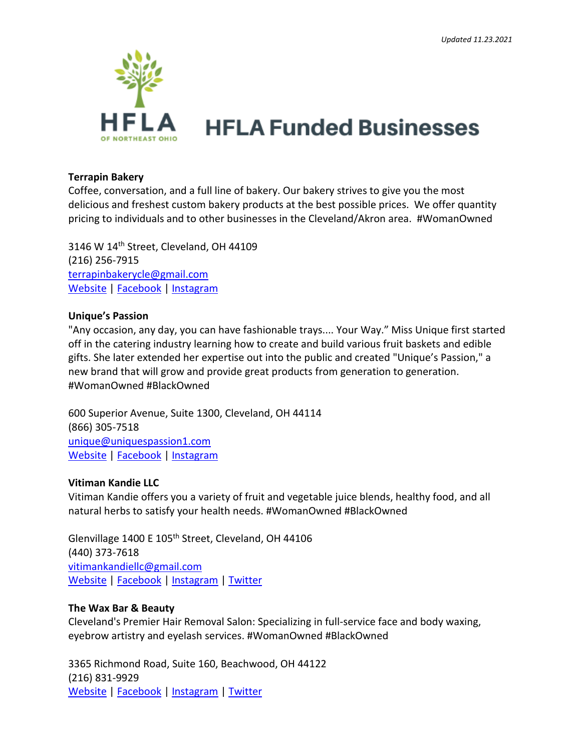*Updated 11.23.2021*

# HFLA Funded Businesses

**Terrapin Bakery**
Coffee, conversation, and a full line of bakery. Our bakery strives to give you the most delicious and freshest custom bakery products at the best possible prices. We offer quantity pricing to individuals and to other businesses in the Cleveland/Akron area. #WomanOwned

3146 W 14th Street, Cleveland, OH 44109
(216) 256-7915
terrapinbakerycle@gmail.com
Website | Facebook | Instagram

**Unique's Passion**
"Any occasion, any day, you can have fashionable trays.... Your Way." Miss Unique first started off in the catering industry learning how to create and build various fruit baskets and edible gifts. She later extended her expertise out into the public and created "Unique's Passion," a new brand that will grow and provide great products from generation to generation. #WomanOwned #BlackOwned

600 Superior Avenue, Suite 1300, Cleveland, OH 44114
(866) 305-7518
unique@uniquespassion1.com
Website | Facebook | Instagram

**Vitiman Kandie LLC**
Vitiman Kandie offers you a variety of fruit and vegetable juice blends, healthy food, and all natural herbs to satisfy your health needs. #WomanOwned #BlackOwned

Glenvillage 1400 E 105th Street, Cleveland, OH 44106
(440) 373-7618
vitimankandiellc@gmail.com
Website | Facebook | Instagram | Twitter

**The Wax Bar & Beauty**
Cleveland's Premier Hair Removal Salon: Specializing in full-service face and body waxing, eyebrow artistry and eyelash services. #WomanOwned #BlackOwned

3365 Richmond Road, Suite 160, Beachwood, OH 44122
(216) 831-9929
Website | Facebook | Instagram | Twitter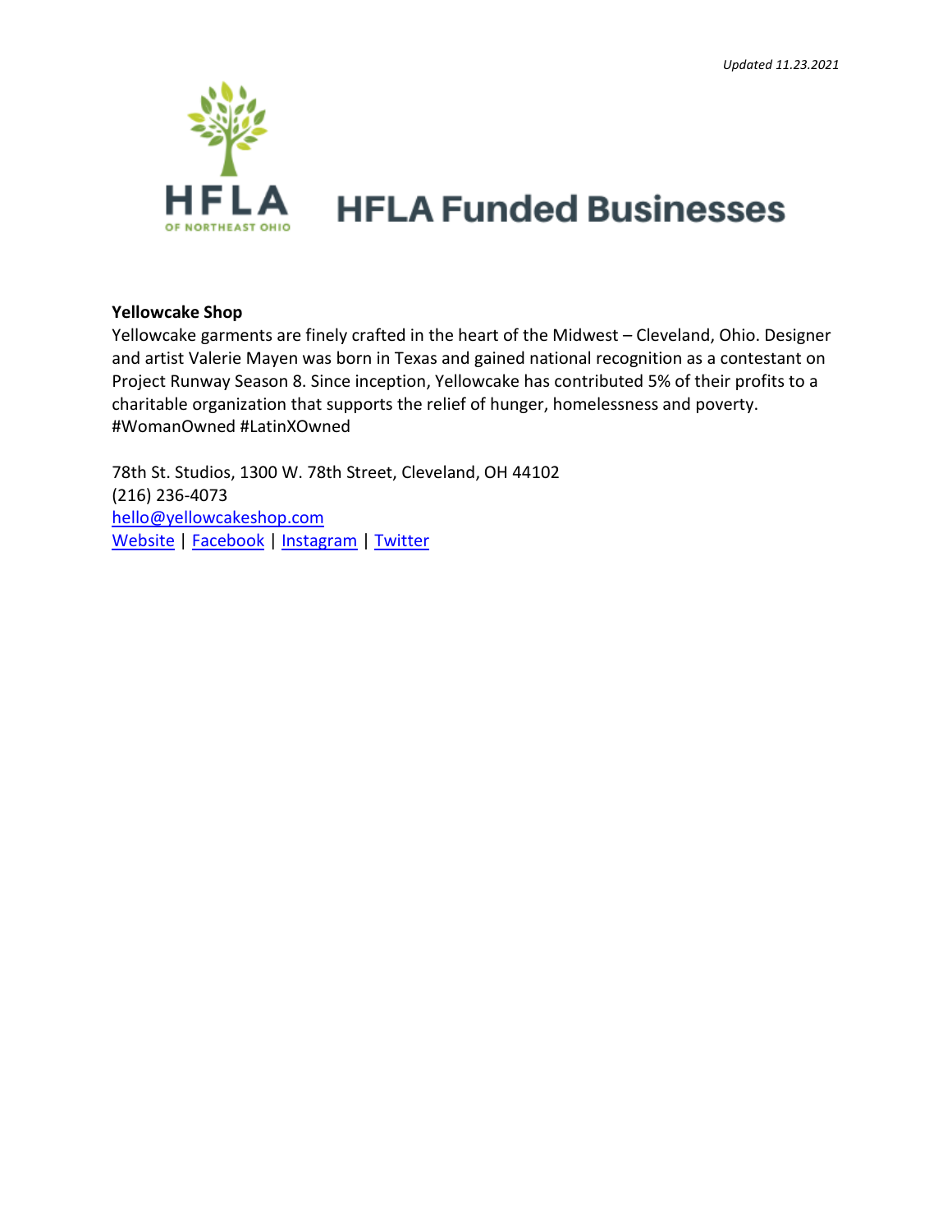*Updated 11.23.2021*

# HFLA Funded Businesses

**Yellowcake Shop**

Yellowcake garments are finely crafted in the heart of the Midwest – Cleveland, Ohio. Designer and artist Valerie Mayen was born in Texas and gained national recognition as a contestant on Project Runway Season 8. Since inception, Yellowcake has contributed 5% of their profits to a charitable organization that supports the relief of hunger, homelessness and poverty. #WomanOwned #LatinXOwned

78th St. Studios, 1300 W. 78th Street, Cleveland, OH 44102
(216) 236-4073
hello@yellowcakeshop.com
Website | Facebook | Instagram | Twitter